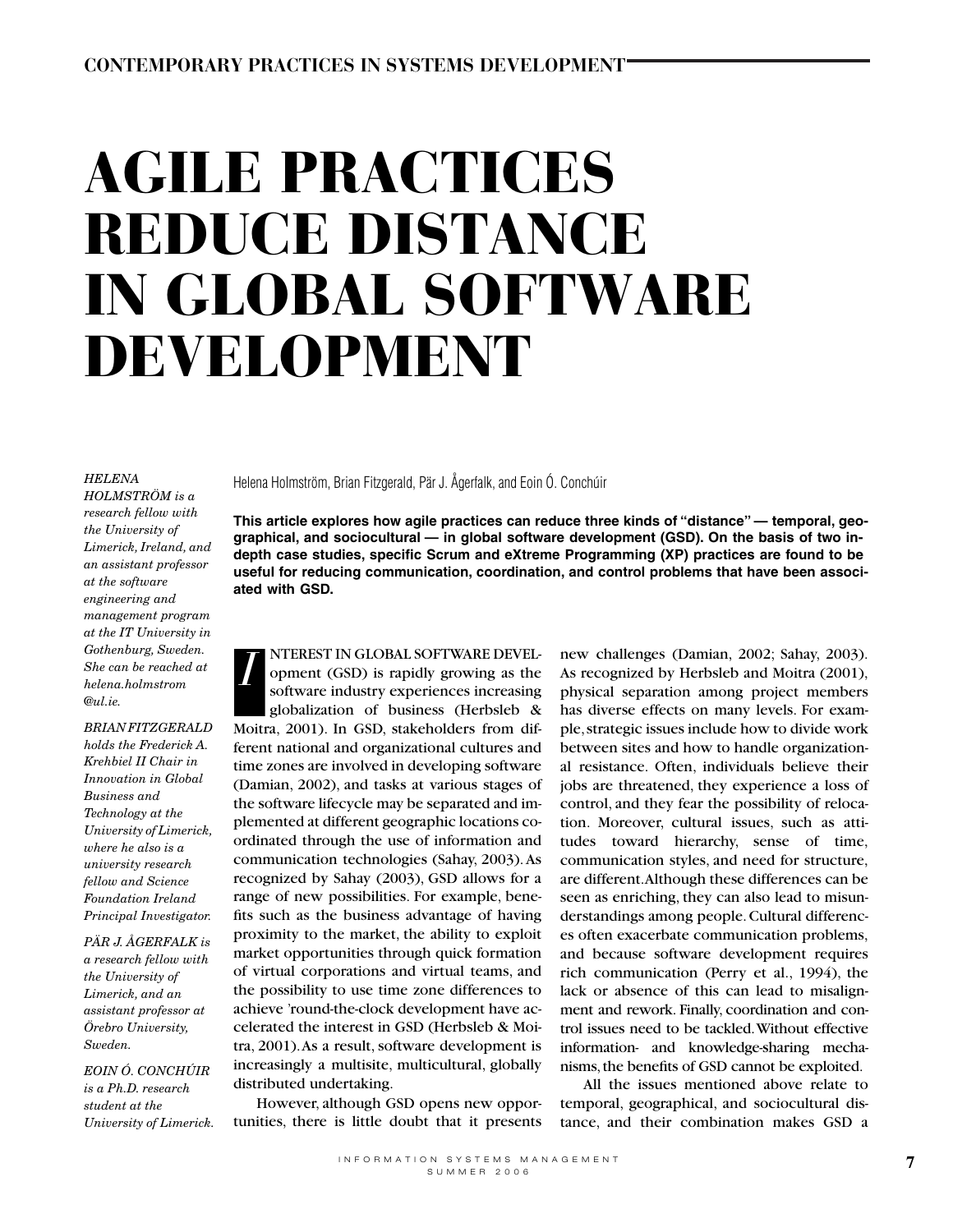# AGILE PRACTICES REDUCE DISTANCE IN GLOBAL SOFTWARE DEVELOPMENT

Helena Holmström, Brian Fitzgerald, Pär J. Ågerfalk, and Eoin Ó. Conchúir

*HELENA HOLMSTRÖM is a research fellow with the University of Limerick, Ireland, and an assistant professor at the software engineering and management program at the IT University in Gothenburg, Sweden. She can be reached at helena.holmstrom@ul.ie.*

*BRIAN FITZGERALD holds the Frederick A. Krehbiel II Chair in Innovation in Global Business and Technology at the University of Limerick, where he also is a university research fellow and Science Foundation Ireland Principal Investigator.*

*PÄR J. ÅGERFALK is a research fellow with the University of Limerick, and an assistant professor at Örebro University, Sweden.*

*EOIN Ó. CONCHÚIR is a Ph.D. research student at the University of Limerick.*

**This article explores how agile practices can reduce three kinds of "distance" — temporal, geographical, and sociocultural — in global software development (GSD). On the basis of two in-depth case studies, specific Scrum and eXtreme Programming (XP) practices are found to be useful for reducing communication, coordination, and control problems that have been associated with GSD.**

INTEREST IN GLOBAL SOFTWARE DEVELOPMENT (GSD) is rapidly growing as the software industry experiences increasing globalization of business (Herbsleb & Moitra, 2001). In GSD, stakeholders from different national and organizational cultures and time zones are involved in developing software (Damian, 2002), and tasks at various stages of the software lifecycle may be separated and implemented at different geographic locations coordinated through the use of information and communication technologies (Sahay, 2003). As recognized by Sahay (2003), GSD allows for a range of new possibilities. For example, benefits such as the business advantage of having proximity to the market, the ability to exploit market opportunities through quick formation of virtual corporations and virtual teams, and the possibility to use time zone differences to achieve 'round-the-clock development have accelerated the interest in GSD (Herbsleb & Moitra, 2001). As a result, software development is increasingly a multisite, multicultural, globally distributed undertaking.

However, although GSD opens new opportunities, there is little doubt that it presents new challenges (Damian, 2002; Sahay, 2003). As recognized by Herbsleb and Moitra (2001), physical separation among project members has diverse effects on many levels. For example, strategic issues include how to divide work between sites and how to handle organizational resistance. Often, individuals believe their jobs are threatened, they experience a loss of control, and they fear the possibility of relocation. Moreover, cultural issues, such as attitudes toward hierarchy, sense of time, communication styles, and need for structure, are different. Although these differences can be seen as enriching, they can also lead to misunderstandings among people. Cultural differences often exacerbate communication problems, and because software development requires rich communication (Perry et al., 1994), the lack or absence of this can lead to misalignment and rework. Finally, coordination and control issues need to be tackled. Without effective information- and knowledge-sharing mechanisms, the benefits of GSD cannot be exploited.

All the issues mentioned above relate to temporal, geographical, and sociocultural distance, and their combination makes GSD a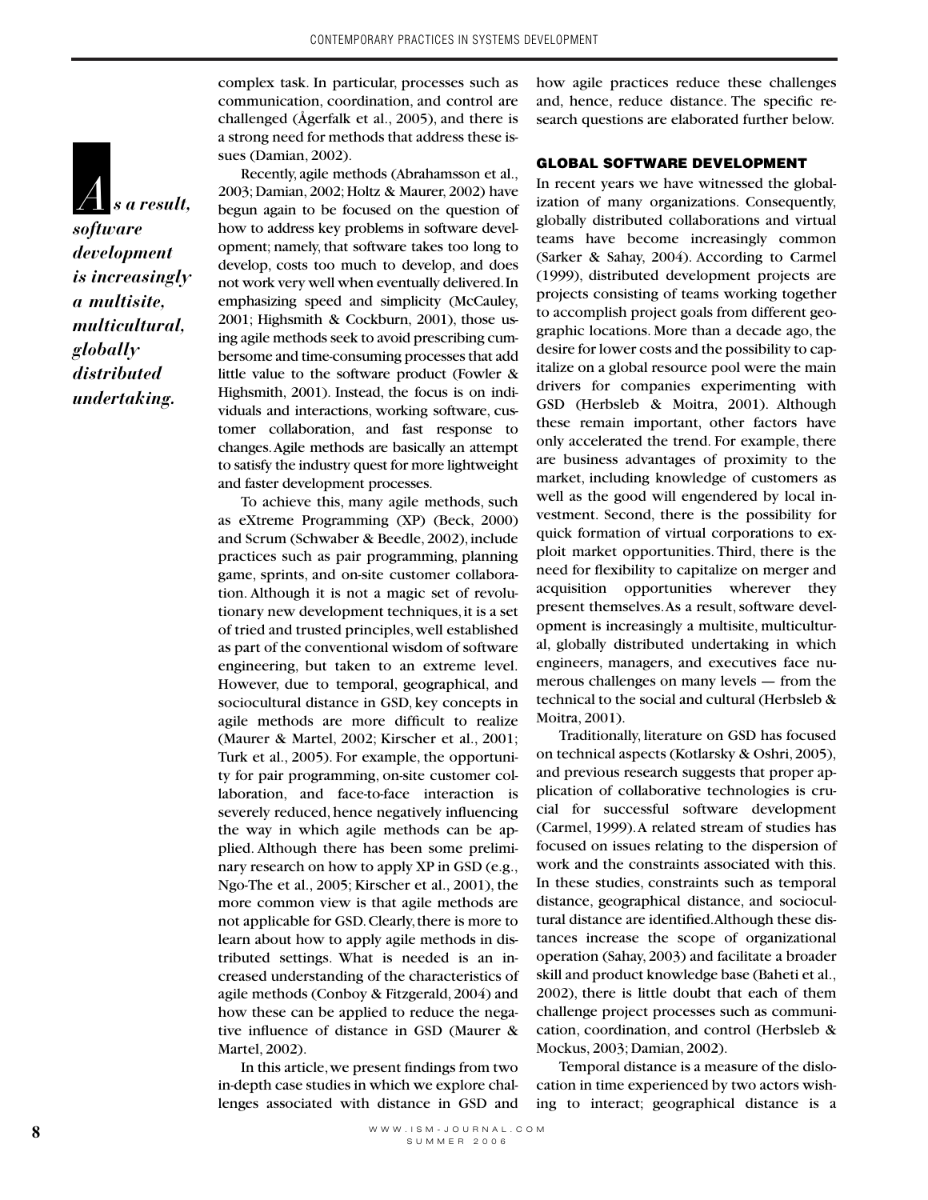complex task. In particular, processes such as communication, coordination, and control are challenged (Ågerfalk et al., 2005), and there is a strong need for methods that address these issues (Damian, 2002).

Recently, agile methods (Abrahamsson et al., 2003; Damian, 2002; Holtz & Maurer, 2002) have begun again to be focused on the question of how to address key problems in software development; namely, that software takes too long to develop, costs too much to develop, and does not work very well when eventually delivered. In emphasizing speed and simplicity (McCauley, 2001; Highsmith & Cockburn, 2001), those using agile methods seek to avoid prescribing cumbersome and time-consuming processes that add little value to the software product (Fowler & Highsmith, 2001). Instead, the focus is on individuals and interactions, working software, customer collaboration, and fast response to changes. Agile methods are basically an attempt to satisfy the industry quest for more lightweight and faster development processes.

To achieve this, many agile methods, such as eXtreme Programming (XP) (Beck, 2000) and Scrum (Schwaber & Beedle, 2002), include practices such as pair programming, planning game, sprints, and on-site customer collaboration. Although it is not a magic set of revolutionary new development techniques, it is a set of tried and trusted principles, well established as part of the conventional wisdom of software engineering, but taken to an extreme level. However, due to temporal, geographical, and sociocultural distance in GSD, key concepts in agile methods are more difficult to realize (Maurer & Martel, 2002; Kirscher et al., 2001; Turk et al., 2005). For example, the opportunity for pair programming, on-site customer collaboration, and face-to-face interaction is severely reduced, hence negatively influencing the way in which agile methods can be applied. Although there has been some preliminary research on how to apply XP in GSD (e.g., Ngo-The et al., 2005; Kirscher et al., 2001), the more common view is that agile methods are not applicable for GSD. Clearly, there is more to learn about how to apply agile methods in distributed settings. What is needed is an increased understanding of the characteristics of agile methods (Conboy & Fitzgerald, 2004) and how these can be applied to reduce the negative influence of distance in GSD (Maurer & Martel, 2002).

In this article, we present findings from two in-depth case studies in which we explore challenges associated with distance in GSD and how agile practices reduce these challenges and, hence, reduce distance. The specific research questions are elaborated further below.

## GLOBAL SOFTWARE DEVELOPMENT

In recent years we have witnessed the globalization of many organizations. Consequently, globally distributed collaborations and virtual teams have become increasingly common (Sarker & Sahay, 2004). According to Carmel (1999), distributed development projects are projects consisting of teams working together to accomplish project goals from different geographic locations. More than a decade ago, the desire for lower costs and the possibility to capitalize on a global resource pool were the main drivers for companies experimenting with GSD (Herbsleb & Moitra, 2001). Although these remain important, other factors have only accelerated the trend. For example, there are business advantages of proximity to the market, including knowledge of customers as well as the good will engendered by local investment. Second, there is the possibility for quick formation of virtual corporations to exploit market opportunities. Third, there is the need for flexibility to capitalize on merger and acquisition opportunities wherever they present themselves. As a result, software development is increasingly a multisite, multicultural, globally distributed undertaking in which engineers, managers, and executives face numerous challenges on many levels — from the technical to the social and cultural (Herbsleb & Moitra, 2001).

Traditionally, literature on GSD has focused on technical aspects (Kotlarsky & Oshri, 2005), and previous research suggests that proper application of collaborative technologies is crucial for successful software development (Carmel, 1999). A related stream of studies has focused on issues relating to the dispersion of work and the constraints associated with this. In these studies, constraints such as temporal distance, geographical distance, and sociocultural distance are identified. Although these distances increase the scope of organizational operation (Sahay, 2003) and facilitate a broader skill and product knowledge base (Baheti et al., 2002), there is little doubt that each of them challenge project processes such as communication, coordination, and control (Herbsleb & Mockus, 2003; Damian, 2002).

Temporal distance is a measure of the dislocation in time experienced by two actors wishing to interact; geographical distance is a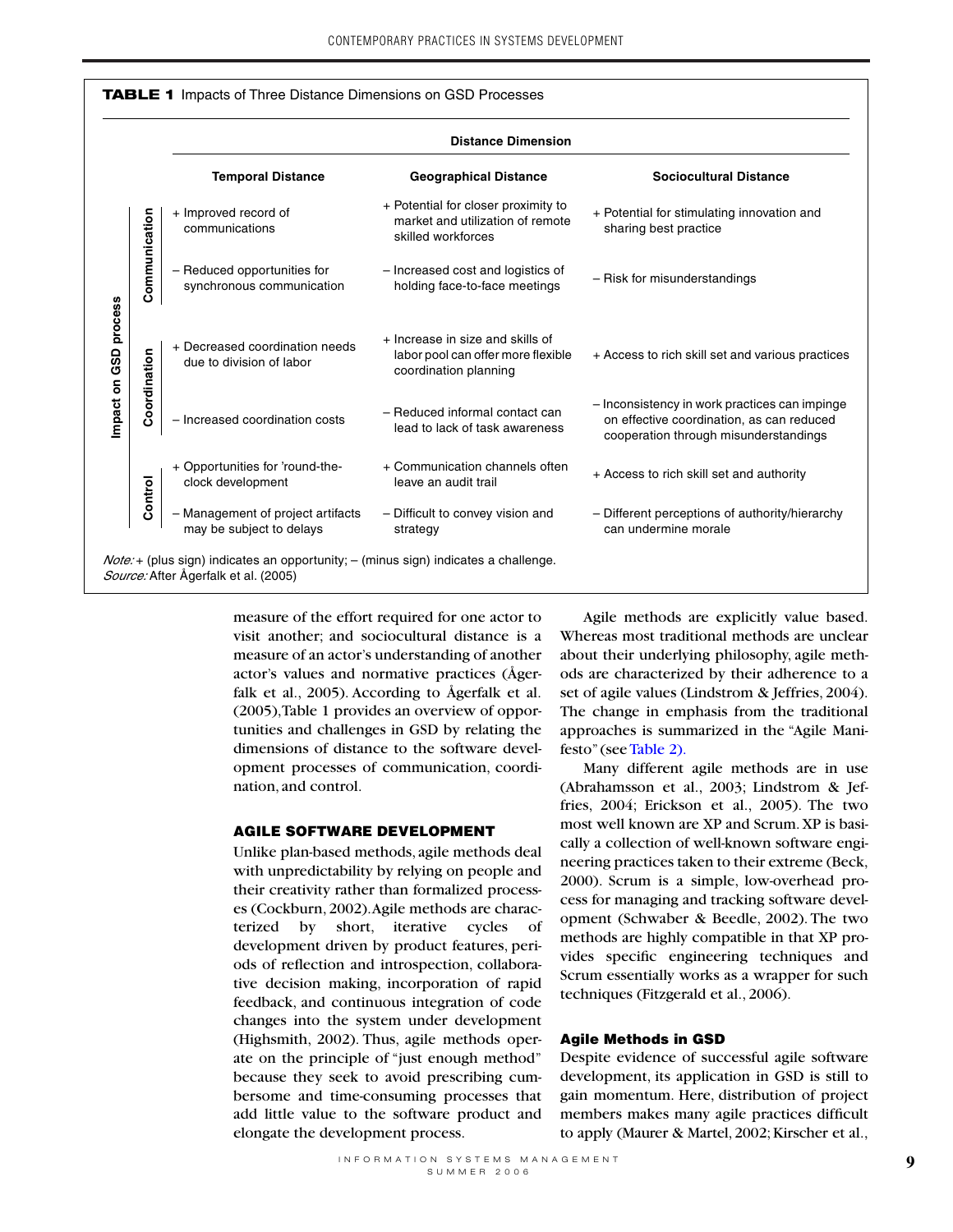**TABLE 1** Impacts of Three Distance Dimensions on GSD Processes

| Impact on GSD process | | Temporal Distance | Geographical Distance | Sociocultural Distance |
|---|---|---|---|---|
| Communication | | + Improved record of communications | + Potential for closer proximity to market and utilization of remote skilled workforces | + Potential for stimulating innovation and sharing best practice |
| | | – Reduced opportunities for synchronous communication | – Increased cost and logistics of holding face-to-face meetings | – Risk for misunderstandings |
| Coordination | | + Decreased coordination needs due to division of labor | + Increase in size and skills of labor pool can offer more flexible coordination planning | + Access to rich skill set and various practices |
| | | – Increased coordination costs | – Reduced informal contact can lead to lack of task awareness | – Inconsistency in work practices can impinge on effective coordination, as can reduced cooperation through misunderstandings |
| Control | | + Opportunities for 'round-the-clock development | + Communication channels often leave an audit trail | + Access to rich skill set and authority |
| | | – Management of project artifacts may be subject to delays | – Difficult to convey vision and strategy | – Different perceptions of authority/hierarchy can undermine morale |

*Note:* + (plus sign) indicates an opportunity; – (minus sign) indicates a challenge.
*Source:* After Ågerfalk et al. (2005)

measure of the effort required for one actor to visit another; and sociocultural distance is a measure of an actor's understanding of another actor's values and normative practices (Ågerfalk et al., 2005). According to Ågerfalk et al. (2005), Table 1 provides an overview of opportunities and challenges in GSD by relating the dimensions of distance to the software development processes of communication, coordination, and control.

## AGILE SOFTWARE DEVELOPMENT

Unlike plan-based methods, agile methods deal with unpredictability by relying on people and their creativity rather than formalized processes (Cockburn, 2002). Agile methods are characterized by short, iterative cycles of development driven by product features, periods of reflection and introspection, collaborative decision making, incorporation of rapid feedback, and continuous integration of code changes into the system under development (Highsmith, 2002). Thus, agile methods operate on the principle of "just enough method" because they seek to avoid prescribing cumbersome and time-consuming processes that add little value to the software product and elongate the development process.

Agile methods are explicitly value based. Whereas most traditional methods are unclear about their underlying philosophy, agile methods are characterized by their adherence to a set of agile values (Lindstrom & Jeffries, 2004). The change in emphasis from the traditional approaches is summarized in the "Agile Manifesto" (see Table 2).

Many different agile methods are in use (Abrahamsson et al., 2003; Lindstrom & Jeffries, 2004; Erickson et al., 2005). The two most well known are XP and Scrum. XP is basically a collection of well-known software engineering practices taken to their extreme (Beck, 2000). Scrum is a simple, low-overhead process for managing and tracking software development (Schwaber & Beedle, 2002). The two methods are highly compatible in that XP provides specific engineering techniques and Scrum essentially works as a wrapper for such techniques (Fitzgerald et al., 2006).

### Agile Methods in GSD

Despite evidence of successful agile software development, its application in GSD is still to gain momentum. Here, distribution of project members makes many agile practices difficult to apply (Maurer & Martel, 2002; Kirscher et al.,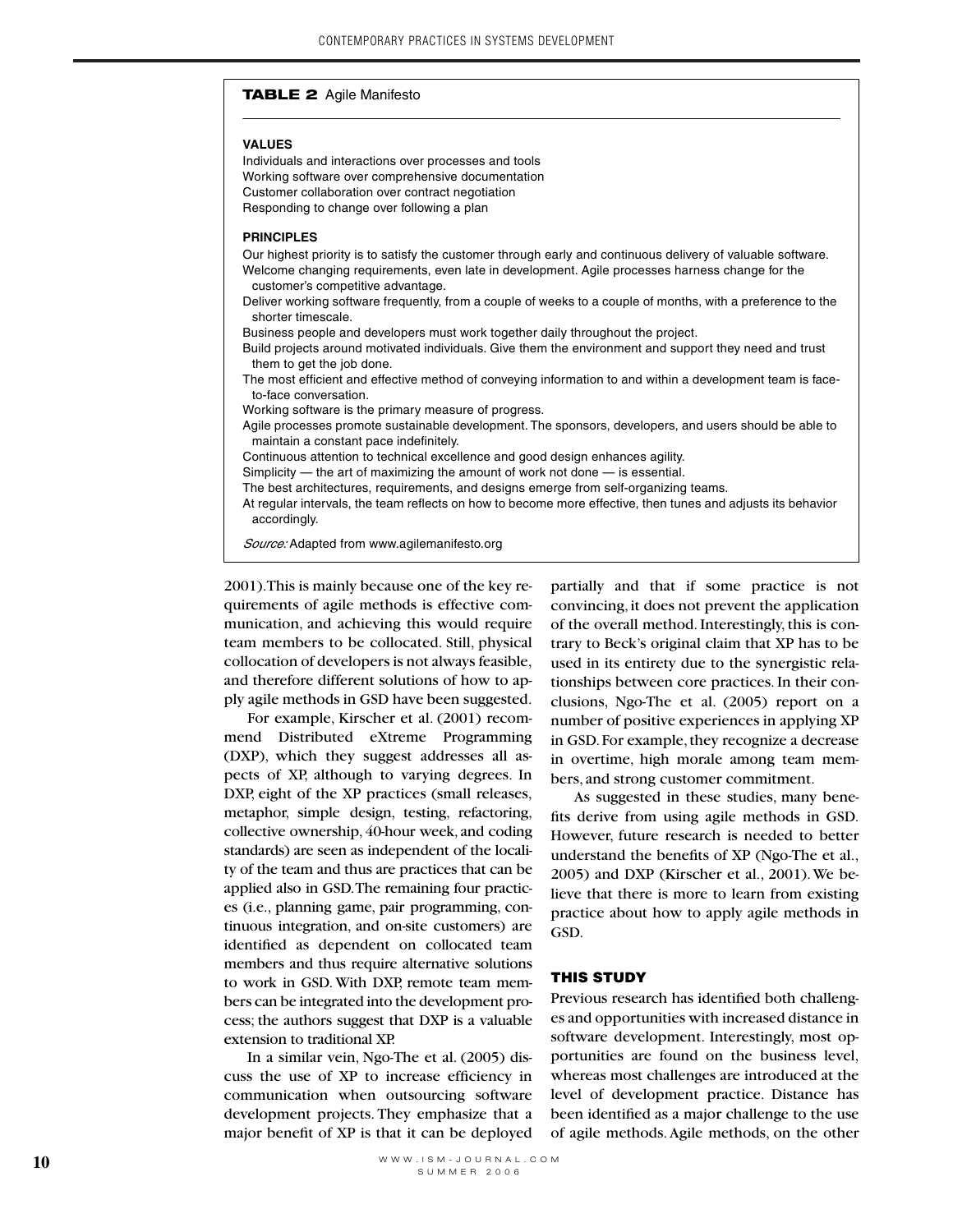**TABLE 2** Agile Manifesto

**VALUES**

Individuals and interactions over processes and tools
Working software over comprehensive documentation
Customer collaboration over contract negotiation
Responding to change over following a plan

**PRINCIPLES**

Our highest priority is to satisfy the customer through early and continuous delivery of valuable software.
Welcome changing requirements, even late in development. Agile processes harness change for the customer's competitive advantage.
Deliver working software frequently, from a couple of weeks to a couple of months, with a preference to the shorter timescale.
Business people and developers must work together daily throughout the project.
Build projects around motivated individuals. Give them the environment and support they need and trust them to get the job done.
The most efficient and effective method of conveying information to and within a development team is face-to-face conversation.
Working software is the primary measure of progress.
Agile processes promote sustainable development. The sponsors, developers, and users should be able to maintain a constant pace indefinitely.
Continuous attention to technical excellence and good design enhances agility.
Simplicity — the art of maximizing the amount of work not done — is essential.
The best architectures, requirements, and designs emerge from self-organizing teams.
At regular intervals, the team reflects on how to become more effective, then tunes and adjusts its behavior accordingly.

*Source:* Adapted from www.agilemanifesto.org

2001). This is mainly because one of the key requirements of agile methods is effective communication, and achieving this would require team members to be collocated. Still, physical collocation of developers is not always feasible, and therefore different solutions of how to apply agile methods in GSD have been suggested.

For example, Kirscher et al. (2001) recommend Distributed eXtreme Programming (DXP), which they suggest addresses all aspects of XP, although to varying degrees. In DXP, eight of the XP practices (small releases, metaphor, simple design, testing, refactoring, collective ownership, 40-hour week, and coding standards) are seen as independent of the locality of the team and thus are practices that can be applied also in GSD. The remaining four practices (i.e., planning game, pair programming, continuous integration, and on-site customers) are identified as dependent on collocated team members and thus require alternative solutions to work in GSD. With DXP, remote team members can be integrated into the development process; the authors suggest that DXP is a valuable extension to traditional XP.

In a similar vein, Ngo-The et al. (2005) discuss the use of XP to increase efficiency in communication when outsourcing software development projects. They emphasize that a major benefit of XP is that it can be deployed partially and that if some practice is not convincing, it does not prevent the application of the overall method. Interestingly, this is contrary to Beck's original claim that XP has to be used in its entirety due to the synergistic relationships between core practices. In their conclusions, Ngo-The et al. (2005) report on a number of positive experiences in applying XP in GSD. For example, they recognize a decrease in overtime, high morale among team members, and strong customer commitment.

As suggested in these studies, many benefits derive from using agile methods in GSD. However, future research is needed to better understand the benefits of XP (Ngo-The et al., 2005) and DXP (Kirscher et al., 2001). We believe that there is more to learn from existing practice about how to apply agile methods in GSD.

## THIS STUDY

Previous research has identified both challenges and opportunities with increased distance in software development. Interestingly, most opportunities are found on the business level, whereas most challenges are introduced at the level of development practice. Distance has been identified as a major challenge to the use of agile methods. Agile methods, on the other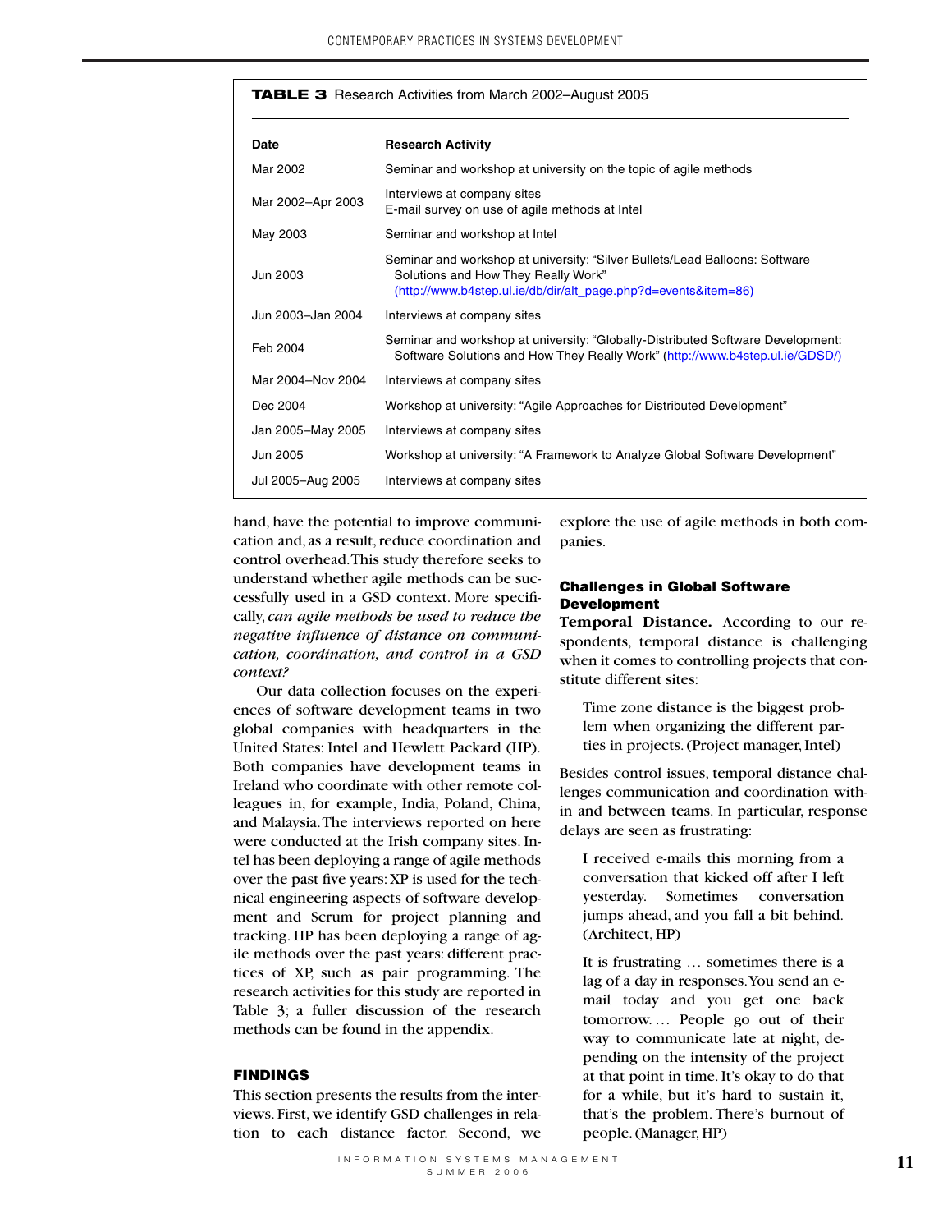**TABLE 3** Research Activities from March 2002–August 2005

| Date | Research Activity |
| --- | --- |
| Mar 2002 | Seminar and workshop at university on the topic of agile methods |
| Mar 2002–Apr 2003 | Interviews at company sites<br>E-mail survey on use of agile methods at Intel |
| May 2003 | Seminar and workshop at Intel |
| Jun 2003 | Seminar and workshop at university: "Silver Bullets/Lead Balloons: Software Solutions and How They Really Work" (http://www.b4step.ul.ie/db/dir/alt_page.php?d=events&item=86) |
| Jun 2003–Jan 2004 | Interviews at company sites |
| Feb 2004 | Seminar and workshop at university: "Globally-Distributed Software Development: Software Solutions and How They Really Work" (http://www.b4step.ul.ie/GDSD/) |
| Mar 2004–Nov 2004 | Interviews at company sites |
| Dec 2004 | Workshop at university: "Agile Approaches for Distributed Development" |
| Jan 2005–May 2005 | Interviews at company sites |
| Jun 2005 | Workshop at university: "A Framework to Analyze Global Software Development" |
| Jul 2005–Aug 2005 | Interviews at company sites |

hand, have the potential to improve communication and, as a result, reduce coordination and control overhead. This study therefore seeks to understand whether agile methods can be successfully used in a GSD context. More specifically, *can agile methods be used to reduce the negative influence of distance on communication, coordination, and control in a GSD context?*

Our data collection focuses on the experiences of software development teams in two global companies with headquarters in the United States: Intel and Hewlett Packard (HP). Both companies have development teams in Ireland who coordinate with other remote colleagues in, for example, India, Poland, China, and Malaysia. The interviews reported on here were conducted at the Irish company sites. Intel has been deploying a range of agile methods over the past five years: XP is used for the technical engineering aspects of software development and Scrum for project planning and tracking. HP has been deploying a range of agile methods over the past years: different practices of XP, such as pair programming. The research activities for this study are reported in Table 3; a fuller discussion of the research methods can be found in the appendix.

## FINDINGS

This section presents the results from the interviews. First, we identify GSD challenges in relation to each distance factor. Second, we explore the use of agile methods in both companies.

### Challenges in Global Software Development

**Temporal Distance.** According to our respondents, temporal distance is challenging when it comes to controlling projects that constitute different sites:

> Time zone distance is the biggest problem when organizing the different parties in projects. (Project manager, Intel)

Besides control issues, temporal distance challenges communication and coordination within and between teams. In particular, response delays are seen as frustrating:

> I received e-mails this morning from a conversation that kicked off after I left yesterday. Sometimes conversation jumps ahead, and you fall a bit behind. (Architect, HP)

> It is frustrating … sometimes there is a lag of a day in responses. You send an e-mail today and you get one back tomorrow. … People go out of their way to communicate late at night, depending on the intensity of the project at that point in time. It's okay to do that for a while, but it's hard to sustain it, that's the problem. There's burnout of people. (Manager, HP)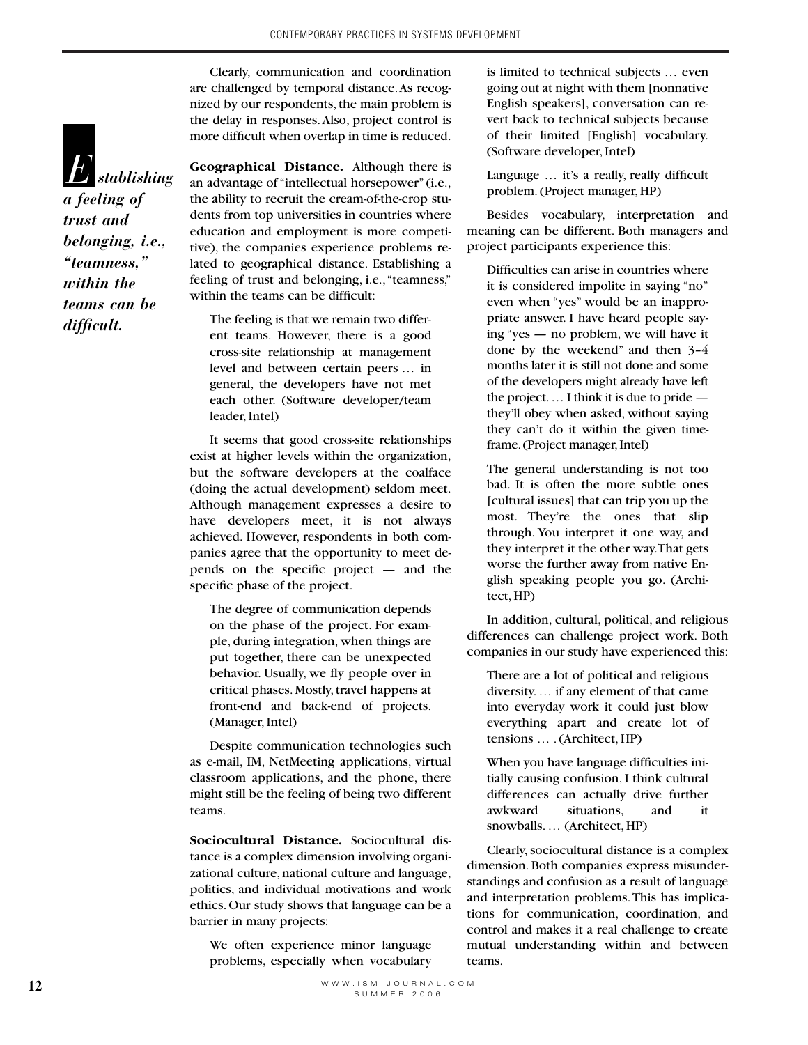Clearly, communication and coordination are challenged by temporal distance. As recognized by our respondents, the main problem is the delay in responses. Also, project control is more difficult when overlap in time is reduced.

***Establishing a feeling of trust and belonging, i.e., "teamness," within the teams can be difficult.***

**Geographical Distance.** Although there is an advantage of "intellectual horsepower" (i.e., the ability to recruit the cream-of-the-crop students from top universities in countries where education and employment is more competitive), the companies experience problems related to geographical distance. Establishing a feeling of trust and belonging, i.e., "teamness," within the teams can be difficult:

> The feeling is that we remain two different teams. However, there is a good cross-site relationship at management level and between certain peers … in general, the developers have not met each other. (Software developer/team leader, Intel)

It seems that good cross-site relationships exist at higher levels within the organization, but the software developers at the coalface (doing the actual development) seldom meet. Although management expresses a desire to have developers meet, it is not always achieved. However, respondents in both companies agree that the opportunity to meet depends on the specific project — and the specific phase of the project.

> The degree of communication depends on the phase of the project. For example, during integration, when things are put together, there can be unexpected behavior. Usually, we fly people over in critical phases. Mostly, travel happens at front-end and back-end of projects. (Manager, Intel)

Despite communication technologies such as e-mail, IM, NetMeeting applications, virtual classroom applications, and the phone, there might still be the feeling of being two different teams.

**Sociocultural Distance.** Sociocultural distance is a complex dimension involving organizational culture, national culture and language, politics, and individual motivations and work ethics. Our study shows that language can be a barrier in many projects:

> We often experience minor language problems, especially when vocabulary is limited to technical subjects … even going out at night with them [nonnative English speakers], conversation can revert back to technical subjects because of their limited [English] vocabulary. (Software developer, Intel)

> Language … it's a really, really difficult problem. (Project manager, HP)

Besides vocabulary, interpretation and meaning can be different. Both managers and project participants experience this:

> Difficulties can arise in countries where it is considered impolite in saying "no" even when "yes" would be an inappropriate answer. I have heard people saying "yes — no problem, we will have it done by the weekend" and then 3–4 months later it is still not done and some of the developers might already have left the project. … I think it is due to pride — they'll obey when asked, without saying they can't do it within the given timeframe. (Project manager, Intel)

> The general understanding is not too bad. It is often the more subtle ones [cultural issues] that can trip you up the most. They're the ones that slip through. You interpret it one way, and they interpret it the other way. That gets worse the further away from native English speaking people you go. (Architect, HP)

In addition, cultural, political, and religious differences can challenge project work. Both companies in our study have experienced this:

> There are a lot of political and religious diversity. … if any element of that came into everyday work it could just blow everything apart and create lot of tensions … . (Architect, HP)

> When you have language difficulties initially causing confusion, I think cultural differences can actually drive further awkward situations, and it snowballs. … (Architect, HP)

Clearly, sociocultural distance is a complex dimension. Both companies express misunderstandings and confusion as a result of language and interpretation problems. This has implications for communication, coordination, and control and makes it a real challenge to create mutual understanding within and between teams.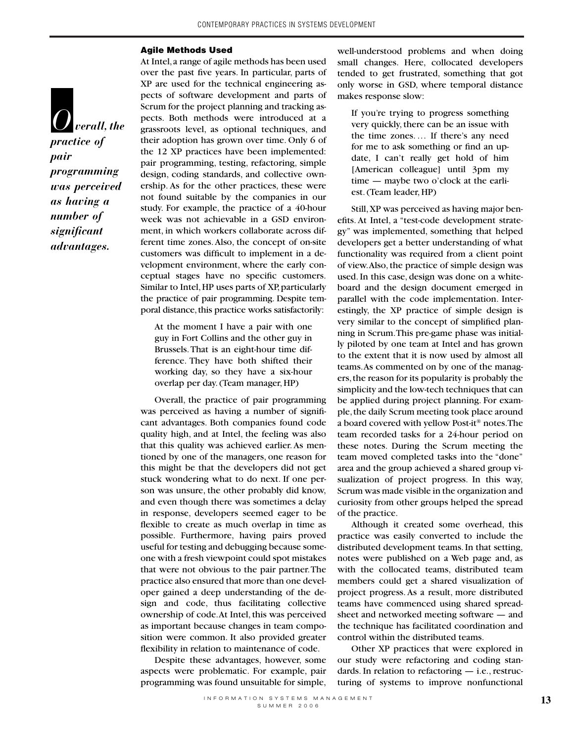### Agile Methods Used

At Intel, a range of agile methods has been used over the past five years. In particular, parts of XP are used for the technical engineering aspects of software development and parts of Scrum for the project planning and tracking aspects. Both methods were introduced at a grassroots level, as optional techniques, and their adoption has grown over time. Only 6 of the 12 XP practices have been implemented: pair programming, testing, refactoring, simple design, coding standards, and collective ownership. As for the other practices, these were not found suitable by the companies in our study. For example, the practice of a 40-hour week was not achievable in a GSD environment, in which workers collaborate across different time zones. Also, the concept of on-site customers was difficult to implement in a development environment, where the early conceptual stages have no specific customers. Similar to Intel, HP uses parts of XP, particularly the practice of pair programming. Despite temporal distance, this practice works satisfactorily:

> At the moment I have a pair with one guy in Fort Collins and the other guy in Brussels. That is an eight-hour time difference. They have both shifted their working day, so they have a six-hour overlap per day. (Team manager, HP)

*Overall, the practice of pair programming was perceived as having a number of significant advantages.*

Overall, the practice of pair programming was perceived as having a number of significant advantages. Both companies found code quality high, and at Intel, the feeling was also that this quality was achieved earlier. As mentioned by one of the managers, one reason for this might be that the developers did not get stuck wondering what to do next. If one person was unsure, the other probably did know, and even though there was sometimes a delay in response, developers seemed eager to be flexible to create as much overlap in time as possible. Furthermore, having pairs proved useful for testing and debugging because someone with a fresh viewpoint could spot mistakes that were not obvious to the pair partner. The practice also ensured that more than one developer gained a deep understanding of the design and code, thus facilitating collective ownership of code. At Intel, this was perceived as important because changes in team composition were common. It also provided greater flexibility in relation to maintenance of code.

Despite these advantages, however, some aspects were problematic. For example, pair programming was found unsuitable for simple, well-understood problems and when doing small changes. Here, collocated developers tended to get frustrated, something that got only worse in GSD, where temporal distance makes response slow:

> If you're trying to progress something very quickly, there can be an issue with the time zones. … If there's any need for me to ask something or find an update, I can't really get hold of him [American colleague] until 3pm my time — maybe two o'clock at the earliest. (Team leader, HP)

Still, XP was perceived as having major benefits. At Intel, a "test-code development strategy" was implemented, something that helped developers get a better understanding of what functionality was required from a client point of view. Also, the practice of simple design was used. In this case, design was done on a whiteboard and the design document emerged in parallel with the code implementation. Interestingly, the XP practice of simple design is very similar to the concept of simplified planning in Scrum. This pre-game phase was initially piloted by one team at Intel and has grown to the extent that it is now used by almost all teams. As commented on by one of the managers, the reason for its popularity is probably the simplicity and the low-tech techniques that can be applied during project planning. For example, the daily Scrum meeting took place around a board covered with yellow Post-it® notes. The team recorded tasks for a 24-hour period on these notes. During the Scrum meeting the team moved completed tasks into the "done" area and the group achieved a shared group visualization of project progress. In this way, Scrum was made visible in the organization and curiosity from other groups helped the spread of the practice.

Although it created some overhead, this practice was easily converted to include the distributed development teams. In that setting, notes were published on a Web page and, as with the collocated teams, distributed team members could get a shared visualization of project progress. As a result, more distributed teams have commenced using shared spreadsheet and networked meeting software — and the technique has facilitated coordination and control within the distributed teams.

Other XP practices that were explored in our study were refactoring and coding standards. In relation to refactoring — i.e., restructuring of systems to improve nonfunctional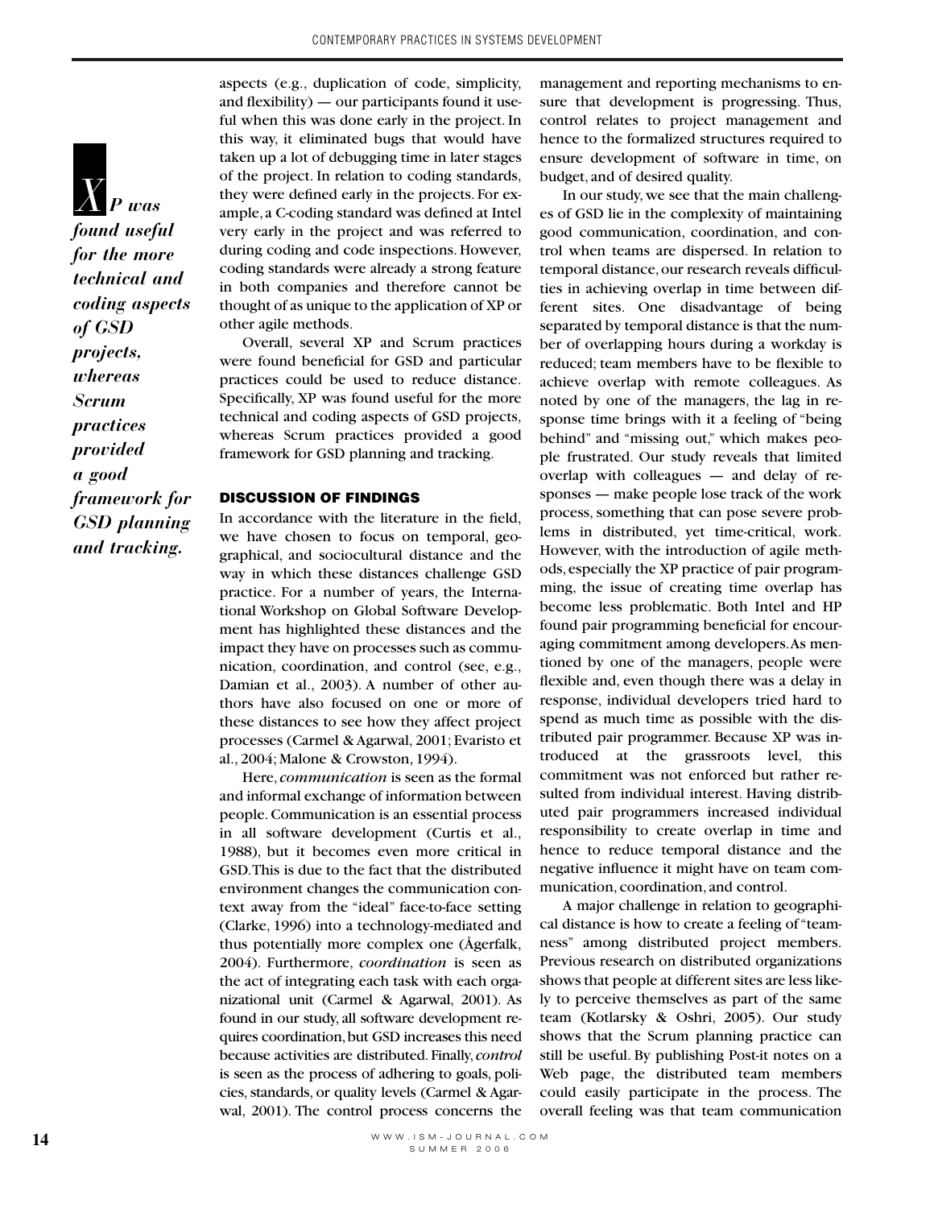*XP was found useful for the more technical and coding aspects of GSD projects, whereas Scrum practices provided a good framework for GSD planning and tracking.*

aspects (e.g., duplication of code, simplicity, and flexibility) — our participants found it useful when this was done early in the project. In this way, it eliminated bugs that would have taken up a lot of debugging time in later stages of the project. In relation to coding standards, they were defined early in the projects. For example, a C-coding standard was defined at Intel very early in the project and was referred to during coding and code inspections. However, coding standards were already a strong feature in both companies and therefore cannot be thought of as unique to the application of XP or other agile methods.

Overall, several XP and Scrum practices were found beneficial for GSD and particular practices could be used to reduce distance. Specifically, XP was found useful for the more technical and coding aspects of GSD projects, whereas Scrum practices provided a good framework for GSD planning and tracking.

## DISCUSSION OF FINDINGS

In accordance with the literature in the field, we have chosen to focus on temporal, geographical, and sociocultural distance and the way in which these distances challenge GSD practice. For a number of years, the International Workshop on Global Software Development has highlighted these distances and the impact they have on processes such as communication, coordination, and control (see, e.g., Damian et al., 2003). A number of other authors have also focused on one or more of these distances to see how they affect project processes (Carmel & Agarwal, 2001; Evaristo et al., 2004; Malone & Crowston, 1994).

Here, *communication* is seen as the formal and informal exchange of information between people. Communication is an essential process in all software development (Curtis et al., 1988), but it becomes even more critical in GSD. This is due to the fact that the distributed environment changes the communication context away from the "ideal" face-to-face setting (Clarke, 1996) into a technology-mediated and thus potentially more complex one (Ågerfalk, 2004). Furthermore, *coordination* is seen as the act of integrating each task with each organizational unit (Carmel & Agarwal, 2001). As found in our study, all software development requires coordination, but GSD increases this need because activities are distributed. Finally, *control* is seen as the process of adhering to goals, policies, standards, or quality levels (Carmel & Agarwal, 2001). The control process concerns the management and reporting mechanisms to ensure that development is progressing. Thus, control relates to project management and hence to the formalized structures required to ensure development of software in time, on budget, and of desired quality.

In our study, we see that the main challenges of GSD lie in the complexity of maintaining good communication, coordination, and control when teams are dispersed. In relation to temporal distance, our research reveals difficulties in achieving overlap in time between different sites. One disadvantage of being separated by temporal distance is that the number of overlapping hours during a workday is reduced; team members have to be flexible to achieve overlap with remote colleagues. As noted by one of the managers, the lag in response time brings with it a feeling of "being behind" and "missing out," which makes people frustrated. Our study reveals that limited overlap with colleagues — and delay of responses — make people lose track of the work process, something that can pose severe problems in distributed, yet time-critical, work. However, with the introduction of agile methods, especially the XP practice of pair programming, the issue of creating time overlap has become less problematic. Both Intel and HP found pair programming beneficial for encouraging commitment among developers. As mentioned by one of the managers, people were flexible and, even though there was a delay in response, individual developers tried hard to spend as much time as possible with the distributed pair programmer. Because XP was introduced at the grassroots level, this commitment was not enforced but rather resulted from individual interest. Having distributed pair programmers increased individual responsibility to create overlap in time and hence to reduce temporal distance and the negative influence it might have on team communication, coordination, and control.

A major challenge in relation to geographical distance is how to create a feeling of "teamness" among distributed project members. Previous research on distributed organizations shows that people at different sites are less likely to perceive themselves as part of the same team (Kotlarsky & Oshri, 2005). Our study shows that the Scrum planning practice can still be useful. By publishing Post-it notes on a Web page, the distributed team members could easily participate in the process. The overall feeling was that team communication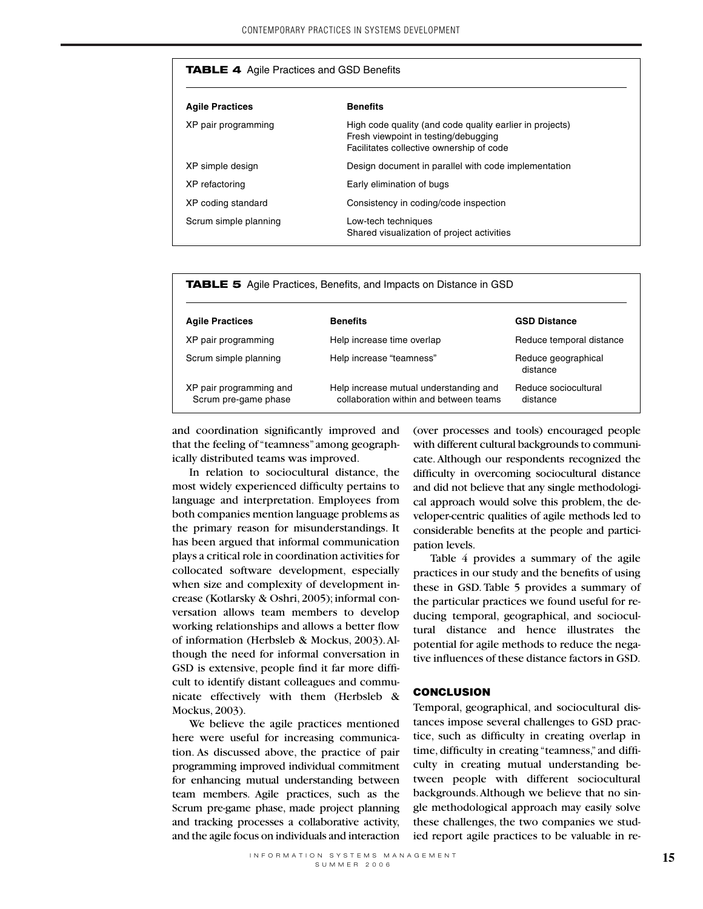**TABLE 4** Agile Practices and GSD Benefits

| Agile Practices | Benefits |
|---|---|
| XP pair programming | High code quality (and code quality earlier in projects)<br>Fresh viewpoint in testing/debugging<br>Facilitates collective ownership of code |
| XP simple design | Design document in parallel with code implementation |
| XP refactoring | Early elimination of bugs |
| XP coding standard | Consistency in coding/code inspection |
| Scrum simple planning | Low-tech techniques<br>Shared visualization of project activities |

**TABLE 5** Agile Practices, Benefits, and Impacts on Distance in GSD

| Agile Practices | Benefits | GSD Distance |
|---|---|---|
| XP pair programming | Help increase time overlap | Reduce temporal distance |
| Scrum simple planning | Help increase "teamness" | Reduce geographical distance |
| XP pair programming and Scrum pre-game phase | Help increase mutual understanding and collaboration within and between teams | Reduce sociocultural distance |

and coordination significantly improved and that the feeling of "teamness" among geographically distributed teams was improved.

In relation to sociocultural distance, the most widely experienced difficulty pertains to language and interpretation. Employees from both companies mention language problems as the primary reason for misunderstandings. It has been argued that informal communication plays a critical role in coordination activities for collocated software development, especially when size and complexity of development increase (Kotlarsky & Oshri, 2005); informal conversation allows team members to develop working relationships and allows a better flow of information (Herbsleb & Mockus, 2003). Although the need for informal conversation in GSD is extensive, people find it far more difficult to identify distant colleagues and communicate effectively with them (Herbsleb & Mockus, 2003).

We believe the agile practices mentioned here were useful for increasing communication. As discussed above, the practice of pair programming improved individual commitment for enhancing mutual understanding between team members. Agile practices, such as the Scrum pre-game phase, made project planning and tracking processes a collaborative activity, and the agile focus on individuals and interaction (over processes and tools) encouraged people with different cultural backgrounds to communicate. Although our respondents recognized the difficulty in overcoming sociocultural distance and did not believe that any single methodological approach would solve this problem, the developer-centric qualities of agile methods led to considerable benefits at the people and participation levels.

Table 4 provides a summary of the agile practices in our study and the benefits of using these in GSD. Table 5 provides a summary of the particular practices we found useful for reducing temporal, geographical, and sociocultural distance and hence illustrates the potential for agile methods to reduce the negative influences of these distance factors in GSD.

## CONCLUSION

Temporal, geographical, and sociocultural distances impose several challenges to GSD practice, such as difficulty in creating overlap in time, difficulty in creating "teamness," and difficulty in creating mutual understanding between people with different sociocultural backgrounds. Although we believe that no single methodological approach may easily solve these challenges, the two companies we studied report agile practices to be valuable in re-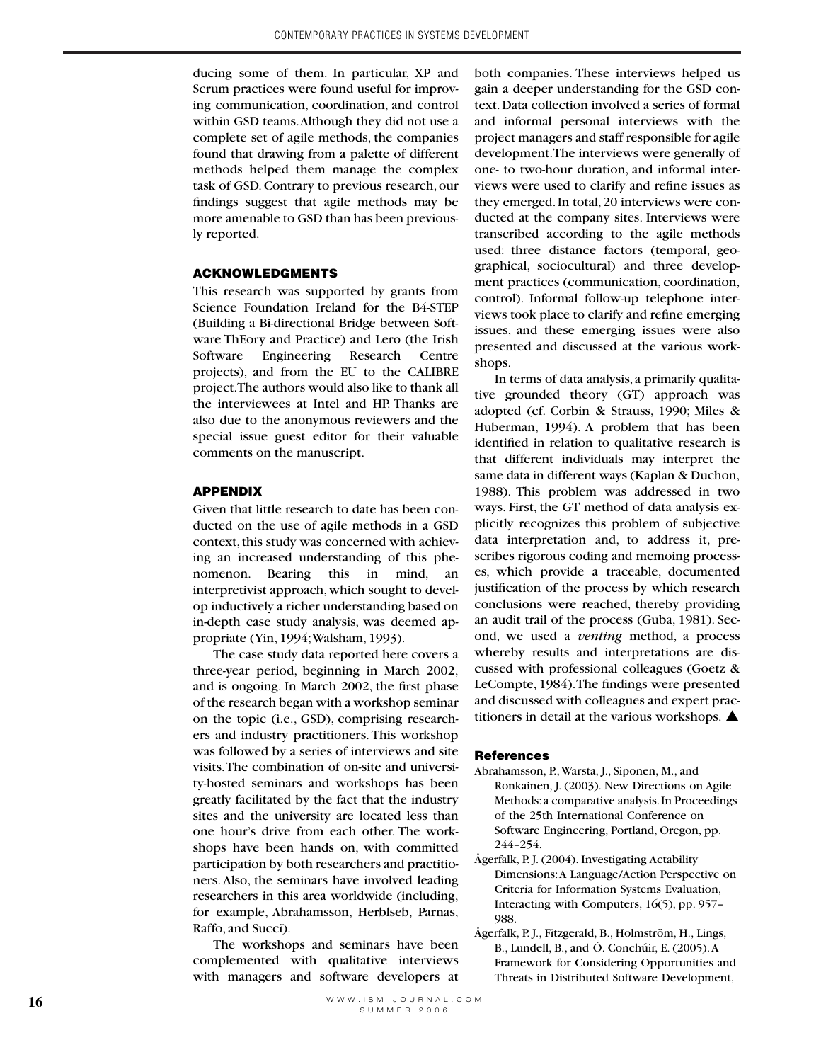ducing some of them. In particular, XP and Scrum practices were found useful for improving communication, coordination, and control within GSD teams. Although they did not use a complete set of agile methods, the companies found that drawing from a palette of different methods helped them manage the complex task of GSD. Contrary to previous research, our findings suggest that agile methods may be more amenable to GSD than has been previously reported.

### ACKNOWLEDGMENTS

This research was supported by grants from Science Foundation Ireland for the B4-STEP (Building a Bi-directional Bridge between Software ThEory and Practice) and Lero (the Irish Software Engineering Research Centre projects), and from the EU to the CALIBRE project. The authors would also like to thank all the interviewees at Intel and HP. Thanks are also due to the anonymous reviewers and the special issue guest editor for their valuable comments on the manuscript.

### APPENDIX

Given that little research to date has been conducted on the use of agile methods in a GSD context, this study was concerned with achieving an increased understanding of this phenomenon. Bearing this in mind, an interpretivist approach, which sought to develop inductively a richer understanding based on in-depth case study analysis, was deemed appropriate (Yin, 1994; Walsham, 1993).

The case study data reported here covers a three-year period, beginning in March 2002, and is ongoing. In March 2002, the first phase of the research began with a workshop seminar on the topic (i.e., GSD), comprising researchers and industry practitioners. This workshop was followed by a series of interviews and site visits. The combination of on-site and university-hosted seminars and workshops has been greatly facilitated by the fact that the industry sites and the university are located less than one hour's drive from each other. The workshops have been hands on, with committed participation by both researchers and practitioners. Also, the seminars have involved leading researchers in this area worldwide (including, for example, Abrahamsson, Herblseb, Parnas, Raffo, and Succi).

The workshops and seminars have been complemented with qualitative interviews with managers and software developers at both companies. These interviews helped us gain a deeper understanding for the GSD context. Data collection involved a series of formal and informal personal interviews with the project managers and staff responsible for agile development. The interviews were generally of one- to two-hour duration, and informal interviews were used to clarify and refine issues as they emerged. In total, 20 interviews were conducted at the company sites. Interviews were transcribed according to the agile methods used: three distance factors (temporal, geographical, sociocultural) and three development practices (communication, coordination, control). Informal follow-up telephone interviews took place to clarify and refine emerging issues, and these emerging issues were also presented and discussed at the various workshops.

In terms of data analysis, a primarily qualitative grounded theory (GT) approach was adopted (cf. Corbin & Strauss, 1990; Miles & Huberman, 1994). A problem that has been identified in relation to qualitative research is that different individuals may interpret the same data in different ways (Kaplan & Duchon, 1988). This problem was addressed in two ways. First, the GT method of data analysis explicitly recognizes this problem of subjective data interpretation and, to address it, prescribes rigorous coding and memoing processes, which provide a traceable, documented justification of the process by which research conclusions were reached, thereby providing an audit trail of the process (Guba, 1981). Second, we used a *venting* method, a process whereby results and interpretations are discussed with professional colleagues (Goetz & LeCompte, 1984). The findings were presented and discussed with colleagues and expert practitioners in detail at the various workshops. ▲

#### References

Abrahamsson, P., Warsta, J., Siponen, M., and Ronkainen, J. (2003). New Directions on Agile Methods: a comparative analysis. In Proceedings of the 25th International Conference on Software Engineering, Portland, Oregon, pp. 244–254.

Ågerfalk, P. J. (2004). Investigating Actability Dimensions: A Language/Action Perspective on Criteria for Information Systems Evaluation, Interacting with Computers, 16(5), pp. 957–988.

Ågerfalk, P. J., Fitzgerald, B., Holmström, H., Lings, B., Lundell, B., and Ó. Conchúir, E. (2005). A Framework for Considering Opportunities and Threats in Distributed Software Development,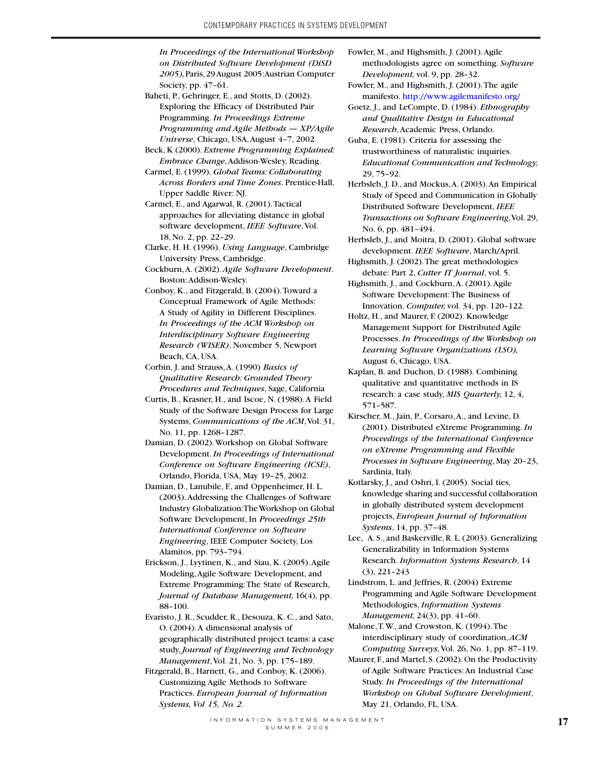*In Proceedings of the International Workshop on Distributed Software Development (DiSD 2005),* Paris, 29 August 2005: Austrian Computer Society, pp. 47–61.

Baheti, P., Gehringer, E., and Stotts, D. (2002). Exploring the Efficacy of Distributed Pair Programming. *In Proceedings Extreme Programming and Agile Methods — XP/Agile Universe*, Chicago, USA, August 4–7, 2002.

Beck, K (2000). *Extreme Programming Explained: Embrace Change*, Addison-Wesley, Reading.

Carmel, E. (1999). *Global Teams: Collaborating Across Borders and Time Zones*. Prentice-Hall, Upper Saddle River: NJ.

Carmel, E., and Agarwal, R. (2001). Tactical approaches for alleviating distance in global software development, *IEEE Software*, Vol. 18, No. 2, pp. 22–29.

Clarke, H. H. (1996). *Using Language*, Cambridge University Press, Cambridge.

Cockburn, A. (2002). *Agile Software Development*. Boston: Addison-Wesley.

Conboy, K., and Fitzgerald, B. (2004). Toward a Conceptual Framework of Agile Methods: A Study of Agility in Different Disciplines. *In Proceedings of the ACM Workshop on Interdisciplinary Software Engineering Research (WISER)*, November 5, Newport Beach, CA, USA.

Corbin, J. and Strauss, A. (1990) *Basics of Qualitative Research: Grounded Theory Procedures and Techniques*, Sage, California

Curtis, B., Krasner, H., and Iscoe, N. (1988). A Field Study of the Software Design Process for Large Systems, *Communications of the ACM*, Vol. 31, No. 11, pp. 1268–1287.

Damian, D. (2002). Workshop on Global Software Development. *In Proceedings of International Conference on Software Engineering (ICSE)*, Orlando, Florida, USA, May 19–25, 2002.

Damian, D., Lanubile, F., and Oppenheimer, H. L. (2003). Addressing the Challenges of Software Industry Globalization: The Workshop on Global Software Development, In *Proceedings 25th International Conference on Software Engineering*, IEEE Computer Society, Los Alamitos, pp. 793–794.

Erickson, J., Lyytinen, K., and Siau, K. (2005). Agile Modeling, Agile Software Development, and Extreme Programming: The State of Research, *Journal of Database Management,* 16(4), pp. 88–100.

Evaristo, J. R., Scudder, R., Desouza, K. C., and Sato, O. (2004). A dimensional analysis of geographically distributed project teams: a case study, *Journal of Engineering and Technology Management*, Vol. 21, No. 3, pp. 175–189.

Fitzgerald, B., Harnett, G., and Conboy, K. (2006). Customizing Agile Methods to Software Practices. *European Journal of Information Systems, Vol 15, No. 2*.

Fowler, M., and Highsmith, J. (2001). Agile methodologists agree on something. *Software Development,* vol. 9, pp. 28–32.

Fowler, M., and Highsmith, J. (2001). The agile manifesto. http://www.agilemanifesto.org/

Goetz, J., and LeCompte, D. (1984). *Ethnography and Qualitative Design in Educational Research*, Academic Press, Orlando.

Guba, E. (1981). Criteria for assessing the trustworthiness of naturalistic inquiries. *Educational Communication and Technology*, 29, 75–92.

Herbsleb, J. D., and Mockus, A. (2003). An Empirical Study of Speed and Communication in Globally Distributed Software Development, *IEEE Transactions on Software Engineering*, Vol. 29, No. 6, pp. 481–494.

Herbsleb, J., and Moitra, D. (2001). Global software development. *IEEE Software*, March/April.

Highsmith, J. (2002). The great methodologies debate: Part 2, *Cutter IT Journal*, vol. 5.

Highsmith, J., and Cockburn, A. (2001). Agile Software Development: The Business of Innovation. *Computer,* vol. 34, pp. 120–122.

Holtz, H., and Maurer, F. (2002). Knowledge Management Support for Distributed Agile Processes. *In Proceedings of the Workshop on Learning Software Organizations (LSO),* August 6, Chicago, USA.

Kaplan, B. and Duchon, D. (1988). Combining qualitative and quantitative methods in IS research: a case study, *MIS Quarterly,* 12, 4, 571–587.

Kirscher, M., Jain, P., Corsaro, A., and Levine, D. (2001). Distributed eXtreme Programming. *In Proceedings of the International Conference on eXtreme Programming and Flexible Processes in Software Engineering*, May 20–23, Sardinia, Italy.

Kotlarsky, J., and Oshri, I. (2005). Social ties, knowledge sharing and successful collaboration in globally distributed system development projects, *European Journal of Information Systems*, 14, pp. 37–48.

Lee, A. S., and Baskerville, R. L. (2003). Generalizing Generalizability in Information Systems Research. *Information Systems Research*, 14 (3), 221–243

Lindstrom, L. and Jeffries, R. (2004) Extreme Programming and Agile Software Development Methodologies, *Information Systems Management,* 24(3), pp. 41–60.

Malone, T. W., and Crowston, K. (1994). The interdisciplinary study of coordination, *ACM Computing Surveys*, Vol. 26, No. 1, pp. 87–119.

Maurer, F., and Martel, S. (2002). On the Productivity of Agile Software Practices: An Industrial Case Study. *In Proceedings of the International Workshop on Global Software Development*, May 21, Orlando, FL, USA.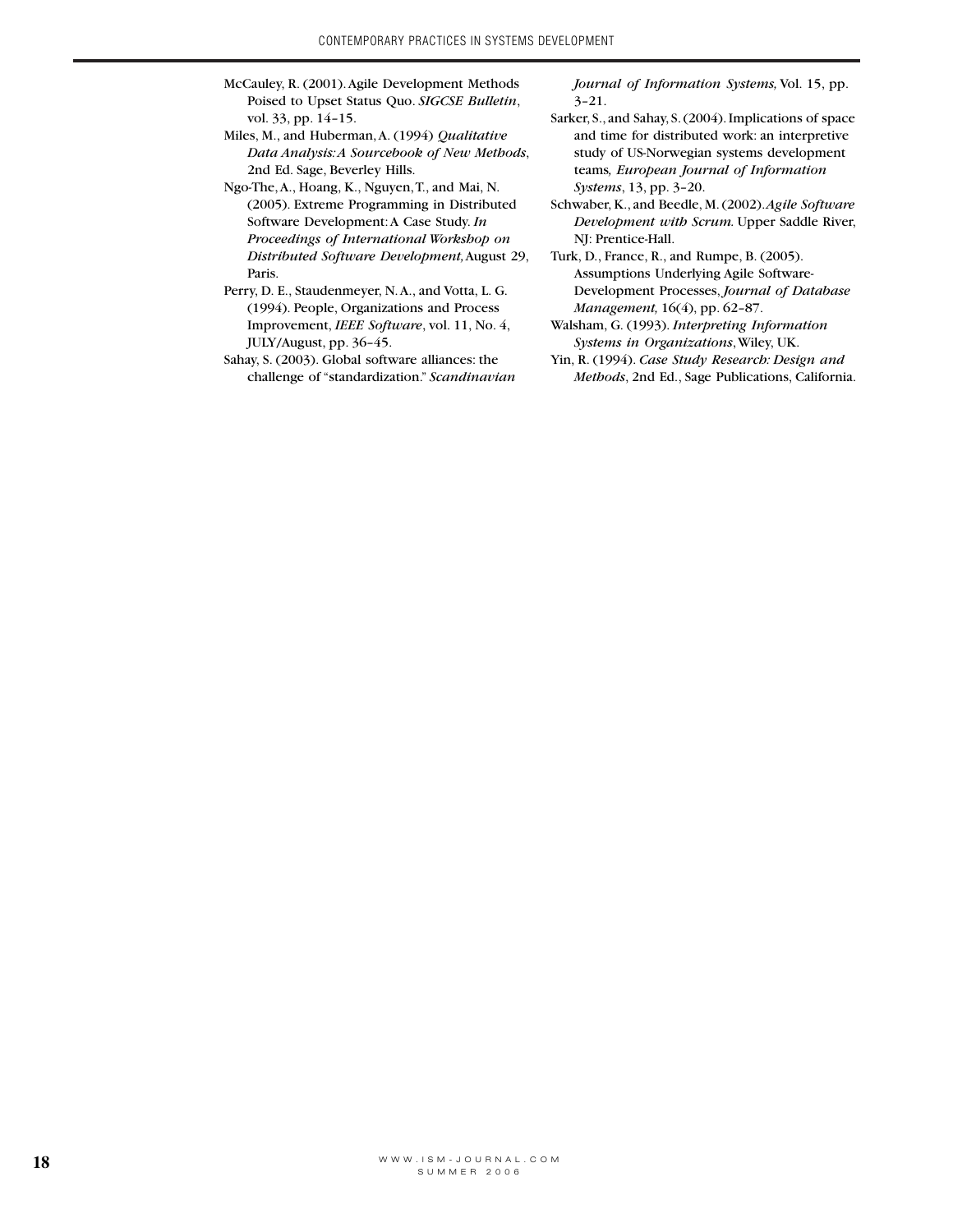McCauley, R. (2001). Agile Development Methods Poised to Upset Status Quo. *SIGCSE Bulletin*, vol. 33, pp. 14–15.

Miles, M., and Huberman, A. (1994) *Qualitative Data Analysis: A Sourcebook of New Methods*, 2nd Ed. Sage, Beverley Hills.

Ngo-The, A., Hoang, K., Nguyen, T., and Mai, N. (2005). Extreme Programming in Distributed Software Development: A Case Study. *In Proceedings of International Workshop on Distributed Software Development,* August 29, Paris.

Perry, D. E., Staudenmeyer, N. A., and Votta, L. G. (1994). People, Organizations and Process Improvement, *IEEE Software*, vol. 11, No. 4, JULY/August, pp. 36–45.

Sahay, S. (2003). Global software alliances: the challenge of "standardization." *Scandinavian Journal of Information Systems,* Vol. 15, pp. 3–21.

Sarker, S., and Sahay, S. (2004). Implications of space and time for distributed work: an interpretive study of US-Norwegian systems development teams*, European Journal of Information Systems*, 13, pp. 3–20.

Schwaber, K., and Beedle, M. (2002). *Agile Software Development with Scrum.* Upper Saddle River, NJ: Prentice-Hall.

Turk, D., France, R., and Rumpe, B. (2005). Assumptions Underlying Agile Software-Development Processes, *Journal of Database Management,* 16(4), pp. 62–87.

Walsham, G. (1993). *Interpreting Information Systems in Organizations*, Wiley, UK.

Yin, R. (1994). *Case Study Research: Design and Methods*, 2nd Ed., Sage Publications, California.